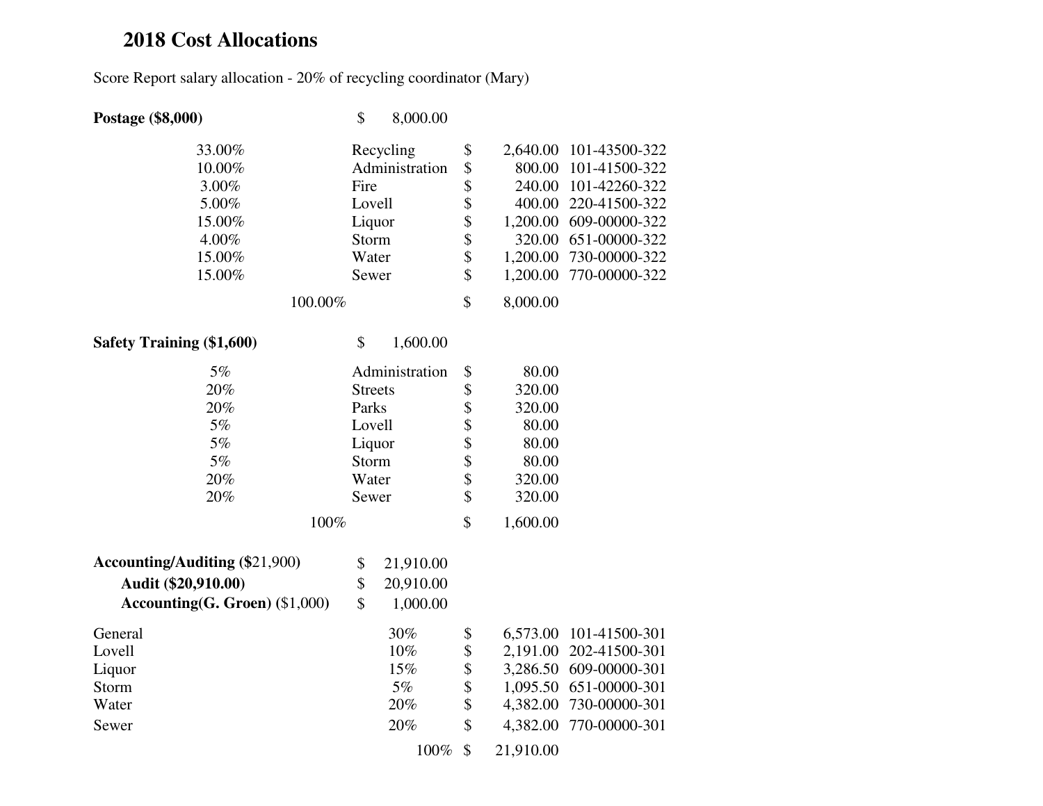# 2018 Cost Allocations

Score Report salary allocation - 20% of recycling coordinator (Mary)

**Postage ($8,000)** $ 8,000.00

| Percent | Department | Amount | Account |
|---|---|---|---|
| 33.00% | Recycling | $ 2,640.00 | 101-43500-322 |
| 10.00% | Administration | $ 800.00 | 101-41500-322 |
| 3.00% | Fire | $ 240.00 | 101-42260-322 |
| 5.00% | Lovell | $ 400.00 | 220-41500-322 |
| 15.00% | Liquor | $ 1,200.00 | 609-00000-322 |
| 4.00% | Storm | $ 320.00 | 651-00000-322 |
| 15.00% | Water | $ 1,200.00 | 730-00000-322 |
| 15.00% | Sewer | $ 1,200.00 | 770-00000-322 |
| 100.00% | | $ 8,000.00 | |

**Safety Training ($1,600)** $ 1,600.00

| Percent | Department | Amount |
|---|---|---|
| 5% | Administration | $ 80.00 |
| 20% | Streets | $ 320.00 |
| 20% | Parks | $ 320.00 |
| 5% | Lovell | $ 80.00 |
| 5% | Liquor | $ 80.00 |
| 5% | Storm | $ 80.00 |
| 20% | Water | $ 320.00 |
| 20% | Sewer | $ 320.00 |
| 100% | | $ 1,600.00 |

**Accounting/Auditing ($**21,900) $ 21,910.00

**Audit ($20,910.00)** $ 20,910.00

**Accounting(G. Groen)** ($1,000) $ 1,000.00

| Fund | Percent | Amount | Account |
|---|---|---|---|
| General | 30% | $ 6,573.00 | 101-41500-301 |
| Lovell | 10% | $ 2,191.00 | 202-41500-301 |
| Liquor | 15% | $ 3,286.50 | 609-00000-301 |
| Storm | 5% | $ 1,095.50 | 651-00000-301 |
| Water | 20% | $ 4,382.00 | 730-00000-301 |
| Sewer | 20% | $ 4,382.00 | 770-00000-301 |
| | 100% | $ 21,910.00 | |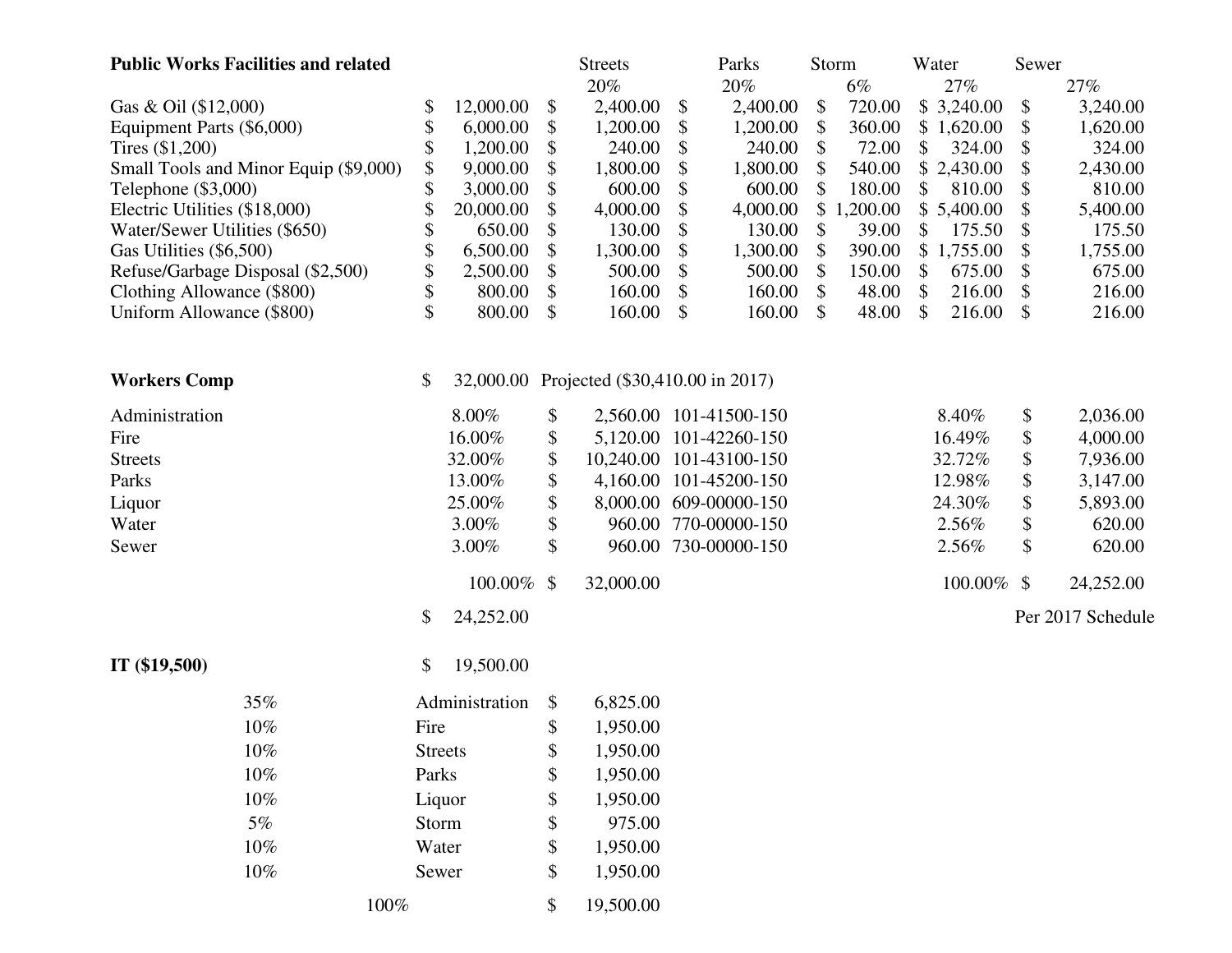| Public Works Facilities and related | | Streets | Parks | Storm | Water | Sewer |
|---|---|---|---|---|---|---|
| | | 20% | 20% | 6% | 27% | 27% |
| Gas & Oil ($12,000) | $ 12,000.00 | $ 2,400.00 | $ 2,400.00 | $ 720.00 | $ 3,240.00 | $ 3,240.00 |
| Equipment Parts ($6,000) | $ 6,000.00 | $ 1,200.00 | $ 1,200.00 | $ 360.00 | $ 1,620.00 | $ 1,620.00 |
| Tires ($1,200) | $ 1,200.00 | $ 240.00 | $ 240.00 | $ 72.00 | $ 324.00 | $ 324.00 |
| Small Tools and Minor Equip ($9,000) | $ 9,000.00 | $ 1,800.00 | $ 1,800.00 | $ 540.00 | $ 2,430.00 | $ 2,430.00 |
| Telephone ($3,000) | $ 3,000.00 | $ 600.00 | $ 600.00 | $ 180.00 | $ 810.00 | $ 810.00 |
| Electric Utilities ($18,000) | $ 20,000.00 | $ 4,000.00 | $ 4,000.00 | $ 1,200.00 | $ 5,400.00 | $ 5,400.00 |
| Water/Sewer Utilities ($650) | $ 650.00 | $ 130.00 | $ 130.00 | $ 39.00 | $ 175.50 | $ 175.50 |
| Gas Utilities ($6,500) | $ 6,500.00 | $ 1,300.00 | $ 1,300.00 | $ 390.00 | $ 1,755.00 | $ 1,755.00 |
| Refuse/Garbage Disposal ($2,500) | $ 2,500.00 | $ 500.00 | $ 500.00 | $ 150.00 | $ 675.00 | $ 675.00 |
| Clothing Allowance ($800) | $ 800.00 | $ 160.00 | $ 160.00 | $ 48.00 | $ 216.00 | $ 216.00 |
| Uniform Allowance ($800) | $ 800.00 | $ 160.00 | $ 160.00 | $ 48.00 | $ 216.00 | $ 216.00 |

**Workers Comp** $ 32,000.00 Projected ($30,410.00 in 2017)

| | | | | | |
|---|---|---|---|---|---|
| Administration | 8.00% | $ 2,560.00 | 101-41500-150 | 8.40% | $ 2,036.00 |
| Fire | 16.00% | $ 5,120.00 | 101-42260-150 | 16.49% | $ 4,000.00 |
| Streets | 32.00% | $ 10,240.00 | 101-43100-150 | 32.72% | $ 7,936.00 |
| Parks | 13.00% | $ 4,160.00 | 101-45200-150 | 12.98% | $ 3,147.00 |
| Liquor | 25.00% | $ 8,000.00 | 609-00000-150 | 24.30% | $ 5,893.00 |
| Water | 3.00% | $ 960.00 | 770-00000-150 | 2.56% | $ 620.00 |
| Sewer | 3.00% | $ 960.00 | 730-00000-150 | 2.56% | $ 620.00 |
| | 100.00% | $ 32,000.00 | | 100.00% | $ 24,252.00 |
| | $ 24,252.00 | | | | Per 2017 Schedule |

**IT ($19,500)** $ 19,500.00

| | | |
|---|---|---|
| 35% | Administration | $ 6,825.00 |
| 10% | Fire | $ 1,950.00 |
| 10% | Streets | $ 1,950.00 |
| 10% | Parks | $ 1,950.00 |
| 10% | Liquor | $ 1,950.00 |
| 5% | Storm | $ 975.00 |
| 10% | Water | $ 1,950.00 |
| 10% | Sewer | $ 1,950.00 |
| 100% | | $ 19,500.00 |